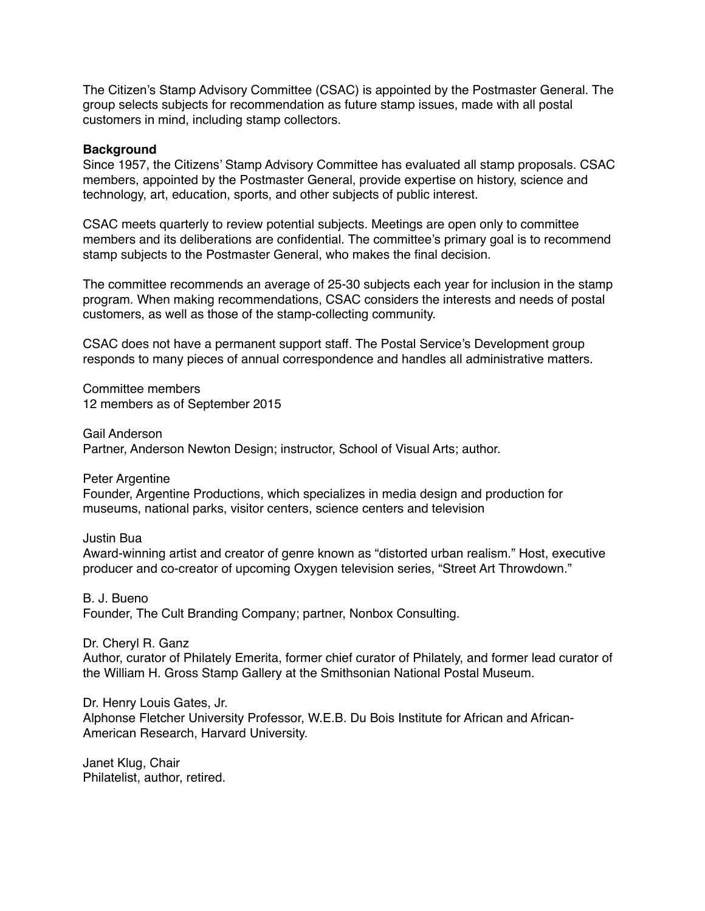The Citizen's Stamp Advisory Committee (CSAC) is appointed by the Postmaster General. The group selects subjects for recommendation as future stamp issues, made with all postal customers in mind, including stamp collectors.

**Background**

Since 1957, the Citizens' Stamp Advisory Committee has evaluated all stamp proposals. CSAC members, appointed by the Postmaster General, provide expertise on history, science and technology, art, education, sports, and other subjects of public interest.

CSAC meets quarterly to review potential subjects. Meetings are open only to committee members and its deliberations are confidential. The committee's primary goal is to recommend stamp subjects to the Postmaster General, who makes the final decision.

The committee recommends an average of 25-30 subjects each year for inclusion in the stamp program. When making recommendations, CSAC considers the interests and needs of postal customers, as well as those of the stamp-collecting community.

CSAC does not have a permanent support staff. The Postal Service's Development group responds to many pieces of annual correspondence and handles all administrative matters.

Committee members
12 members as of September 2015

Gail Anderson
Partner, Anderson Newton Design; instructor, School of Visual Arts; author.

Peter Argentine
Founder, Argentine Productions, which specializes in media design and production for museums, national parks, visitor centers, science centers and television

Justin Bua
Award-winning artist and creator of genre known as "distorted urban realism." Host, executive producer and co-creator of upcoming Oxygen television series, "Street Art Throwdown."

B. J. Bueno
Founder, The Cult Branding Company; partner, Nonbox Consulting.

Dr. Cheryl R. Ganz
Author, curator of Philately Emerita, former chief curator of Philately, and former lead curator of the William H. Gross Stamp Gallery at the Smithsonian National Postal Museum.

Dr. Henry Louis Gates, Jr.
Alphonse Fletcher University Professor, W.E.B. Du Bois Institute for African and African-American Research, Harvard University.

Janet Klug, Chair
Philatelist, author, retired.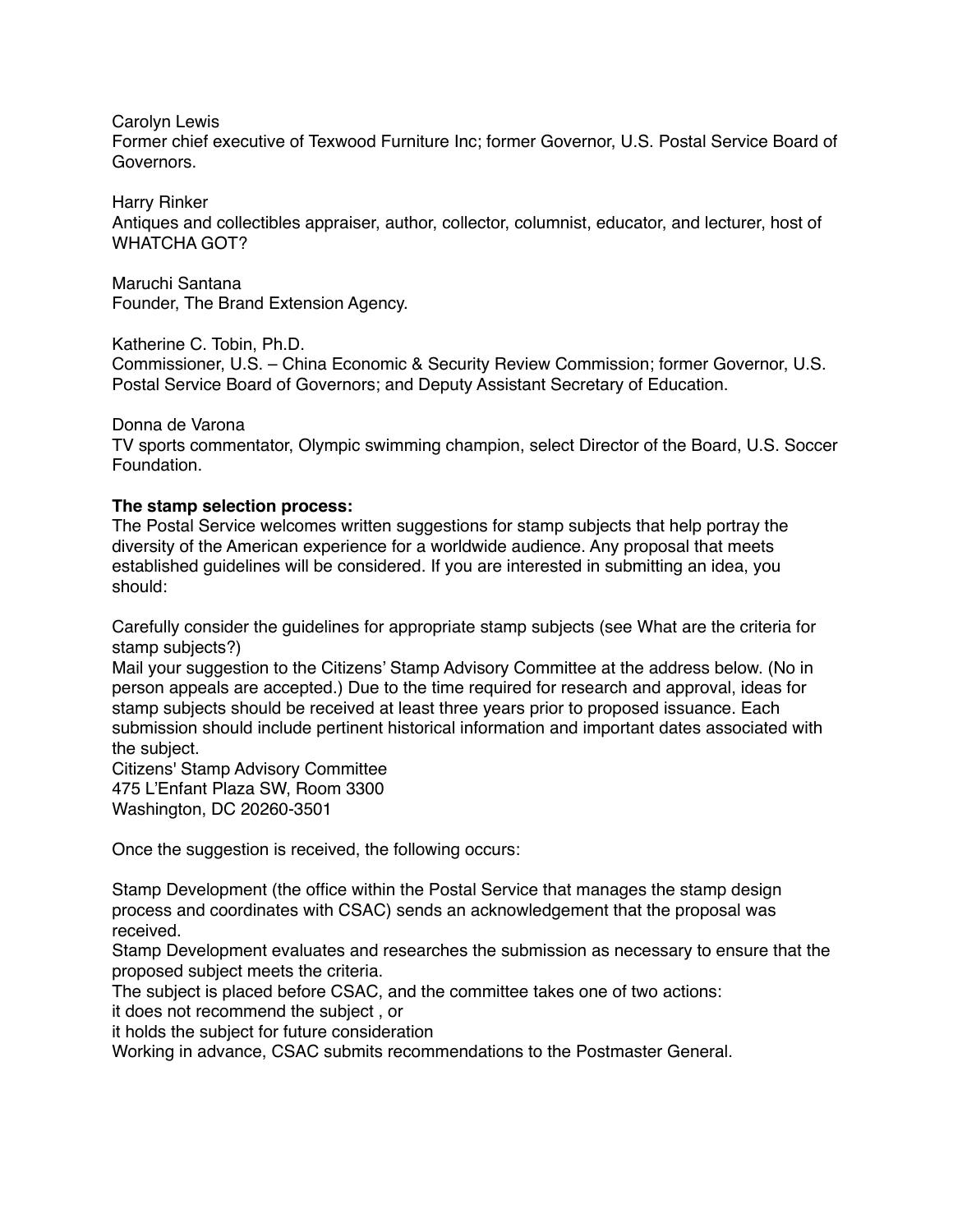Carolyn Lewis
Former chief executive of Texwood Furniture Inc; former Governor, U.S. Postal Service Board of Governors.

Harry Rinker
Antiques and collectibles appraiser, author, collector, columnist, educator, and lecturer, host of WHATCHA GOT?

Maruchi Santana
Founder, The Brand Extension Agency.

Katherine C. Tobin, Ph.D.
Commissioner, U.S. – China Economic & Security Review Commission; former Governor, U.S. Postal Service Board of Governors; and Deputy Assistant Secretary of Education.

Donna de Varona
TV sports commentator, Olympic swimming champion, select Director of the Board, U.S. Soccer Foundation.

**The stamp selection process:**
The Postal Service welcomes written suggestions for stamp subjects that help portray the diversity of the American experience for a worldwide audience. Any proposal that meets established guidelines will be considered. If you are interested in submitting an idea, you should:

Carefully consider the guidelines for appropriate stamp subjects (see What are the criteria for stamp subjects?)
Mail your suggestion to the Citizens' Stamp Advisory Committee at the address below. (No in person appeals are accepted.) Due to the time required for research and approval, ideas for stamp subjects should be received at least three years prior to proposed issuance. Each submission should include pertinent historical information and important dates associated with the subject.
Citizens' Stamp Advisory Committee
475 L'Enfant Plaza SW, Room 3300
Washington, DC 20260-3501

Once the suggestion is received, the following occurs:

Stamp Development (the office within the Postal Service that manages the stamp design process and coordinates with CSAC) sends an acknowledgement that the proposal was received.
Stamp Development evaluates and researches the submission as necessary to ensure that the proposed subject meets the criteria.
The subject is placed before CSAC, and the committee takes one of two actions:
it does not recommend the subject , or
it holds the subject for future consideration
Working in advance, CSAC submits recommendations to the Postmaster General.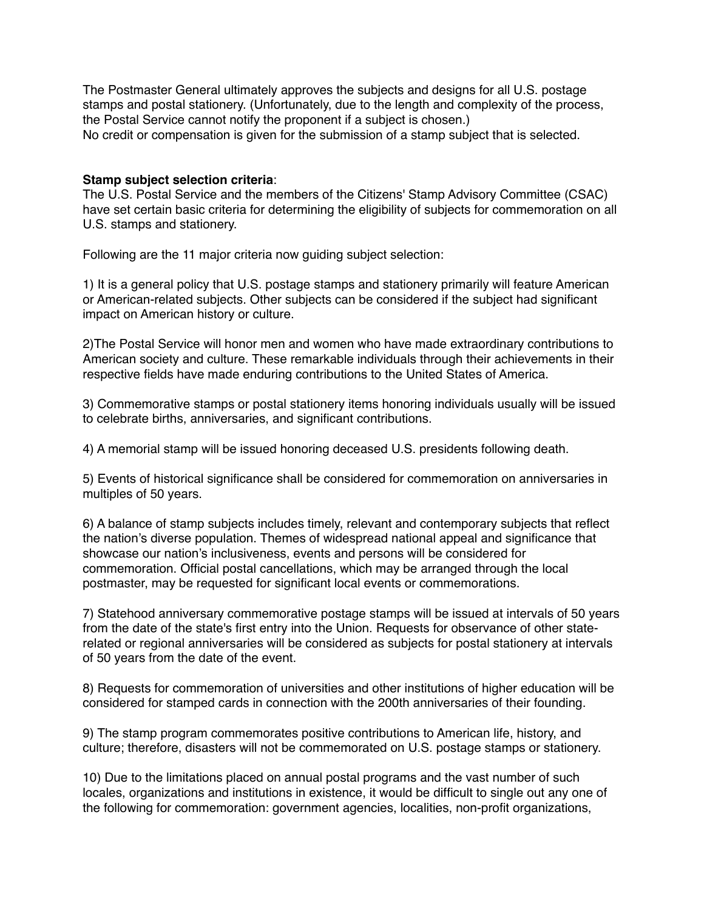The Postmaster General ultimately approves the subjects and designs for all U.S. postage stamps and postal stationery. (Unfortunately, due to the length and complexity of the process, the Postal Service cannot notify the proponent if a subject is chosen.)
No credit or compensation is given for the submission of a stamp subject that is selected.

**Stamp subject selection criteria**:
The U.S. Postal Service and the members of the Citizens' Stamp Advisory Committee (CSAC) have set certain basic criteria for determining the eligibility of subjects for commemoration on all U.S. stamps and stationery.

Following are the 11 major criteria now guiding subject selection:

1) It is a general policy that U.S. postage stamps and stationery primarily will feature American or American-related subjects. Other subjects can be considered if the subject had significant impact on American history or culture.

2)The Postal Service will honor men and women who have made extraordinary contributions to American society and culture. These remarkable individuals through their achievements in their respective fields have made enduring contributions to the United States of America.

3) Commemorative stamps or postal stationery items honoring individuals usually will be issued to celebrate births, anniversaries, and significant contributions.

4) A memorial stamp will be issued honoring deceased U.S. presidents following death.

5) Events of historical significance shall be considered for commemoration on anniversaries in multiples of 50 years.

6) A balance of stamp subjects includes timely, relevant and contemporary subjects that reflect the nation's diverse population. Themes of widespread national appeal and significance that showcase our nation's inclusiveness, events and persons will be considered for commemoration. Official postal cancellations, which may be arranged through the local postmaster, may be requested for significant local events or commemorations.

7) Statehood anniversary commemorative postage stamps will be issued at intervals of 50 years from the date of the state's first entry into the Union. Requests for observance of other state-related or regional anniversaries will be considered as subjects for postal stationery at intervals of 50 years from the date of the event.

8) Requests for commemoration of universities and other institutions of higher education will be considered for stamped cards in connection with the 200th anniversaries of their founding.

9) The stamp program commemorates positive contributions to American life, history, and culture; therefore, disasters will not be commemorated on U.S. postage stamps or stationery.

10) Due to the limitations placed on annual postal programs and the vast number of such locales, organizations and institutions in existence, it would be difficult to single out any one of the following for commemoration: government agencies, localities, non-profit organizations,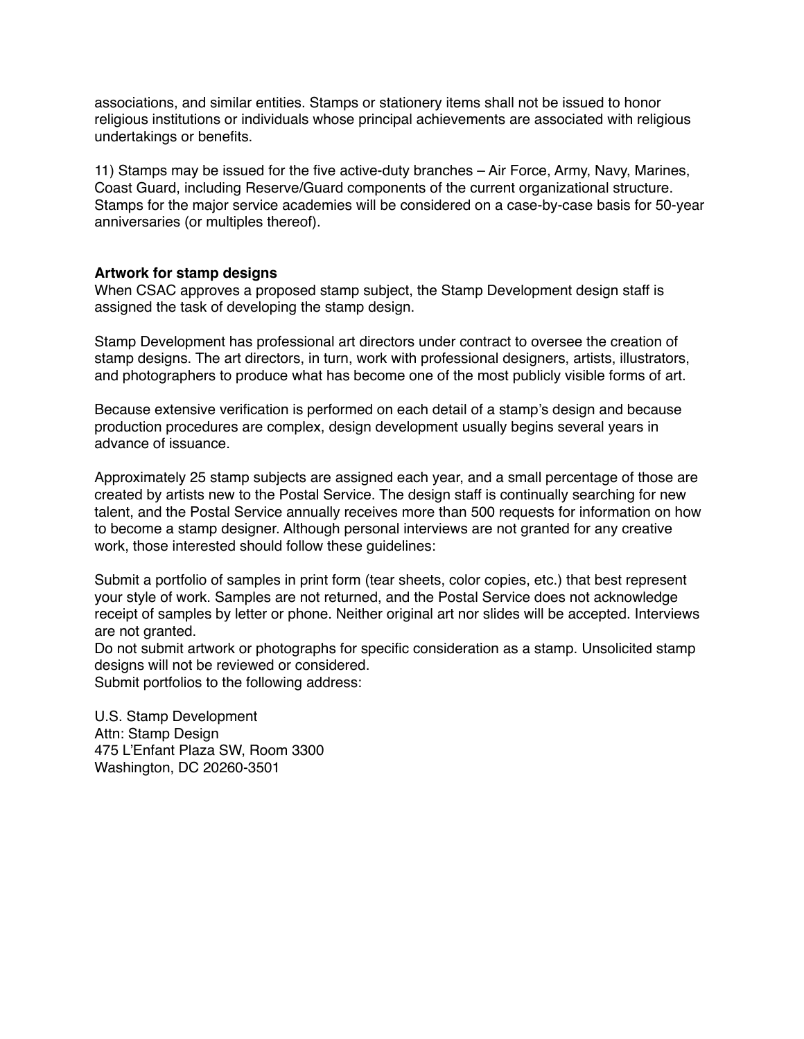associations, and similar entities. Stamps or stationery items shall not be issued to honor religious institutions or individuals whose principal achievements are associated with religious undertakings or benefits.

11) Stamps may be issued for the five active-duty branches – Air Force, Army, Navy, Marines, Coast Guard, including Reserve/Guard components of the current organizational structure. Stamps for the major service academies will be considered on a case-by-case basis for 50-year anniversaries (or multiples thereof).

**Artwork for stamp designs**

When CSAC approves a proposed stamp subject, the Stamp Development design staff is assigned the task of developing the stamp design.

Stamp Development has professional art directors under contract to oversee the creation of stamp designs. The art directors, in turn, work with professional designers, artists, illustrators, and photographers to produce what has become one of the most publicly visible forms of art.

Because extensive verification is performed on each detail of a stamp's design and because production procedures are complex, design development usually begins several years in advance of issuance.

Approximately 25 stamp subjects are assigned each year, and a small percentage of those are created by artists new to the Postal Service. The design staff is continually searching for new talent, and the Postal Service annually receives more than 500 requests for information on how to become a stamp designer. Although personal interviews are not granted for any creative work, those interested should follow these guidelines:

Submit a portfolio of samples in print form (tear sheets, color copies, etc.) that best represent your style of work. Samples are not returned, and the Postal Service does not acknowledge receipt of samples by letter or phone. Neither original art nor slides will be accepted. Interviews are not granted.

Do not submit artwork or photographs for specific consideration as a stamp. Unsolicited stamp designs will not be reviewed or considered.

Submit portfolios to the following address:

U.S. Stamp Development
Attn: Stamp Design
475 L'Enfant Plaza SW, Room 3300
Washington, DC 20260-3501